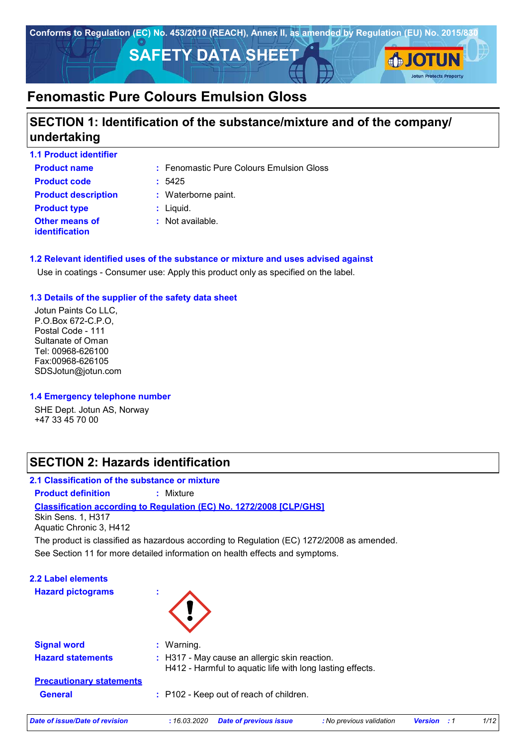Conforms to Regulation (EC) No. 453/2010 (REACH), Annex II, as amended by Regulation (EU) No. 2015/830

# SAFETY DATA SHEET

JOTUN
Jotun Protects Property

# Fenomastic Pure Colours Emulsion Gloss

## SECTION 1: Identification of the substance/mixture and of the company/ undertaking

### 1.1 Product identifier

**Product name** : Fenomastic Pure Colours Emulsion Gloss

**Product code** : 5425

**Product description** : Waterborne paint.

**Product type** : Liquid.

**Other means of identification** : Not available.

### 1.2 Relevant identified uses of the substance or mixture and uses advised against

Use in coatings - Consumer use: Apply this product only as specified on the label.

### 1.3 Details of the supplier of the safety data sheet

Jotun Paints Co LLC,
P.O.Box 672-C.P.O,
Postal Code - 111
Sultanate of Oman
Tel: 00968-626100
Fax:00968-626105
SDSJotun@jotun.com

### 1.4 Emergency telephone number

SHE Dept. Jotun AS, Norway
+47 33 45 70 00

## SECTION 2: Hazards identification

### 2.1 Classification of the substance or mixture

**Product definition** : Mixture

**Classification according to Regulation (EC) No. 1272/2008 [CLP/GHS]**

Skin Sens. 1, H317
Aquatic Chronic 3, H412

The product is classified as hazardous according to Regulation (EC) 1272/2008 as amended.

See Section 11 for more detailed information on health effects and symptoms.

### 2.2 Label elements

**Hazard pictograms** :

**Signal word** : Warning.

**Hazard statements** : H317 - May cause an allergic skin reaction.
H412 - Harmful to aquatic life with long lasting effects.

**Precautionary statements**

**General** : P102 - Keep out of reach of children.

*Date of issue/Date of revision* : 16.03.2020 *Date of previous issue* : No previous validation *Version* : 1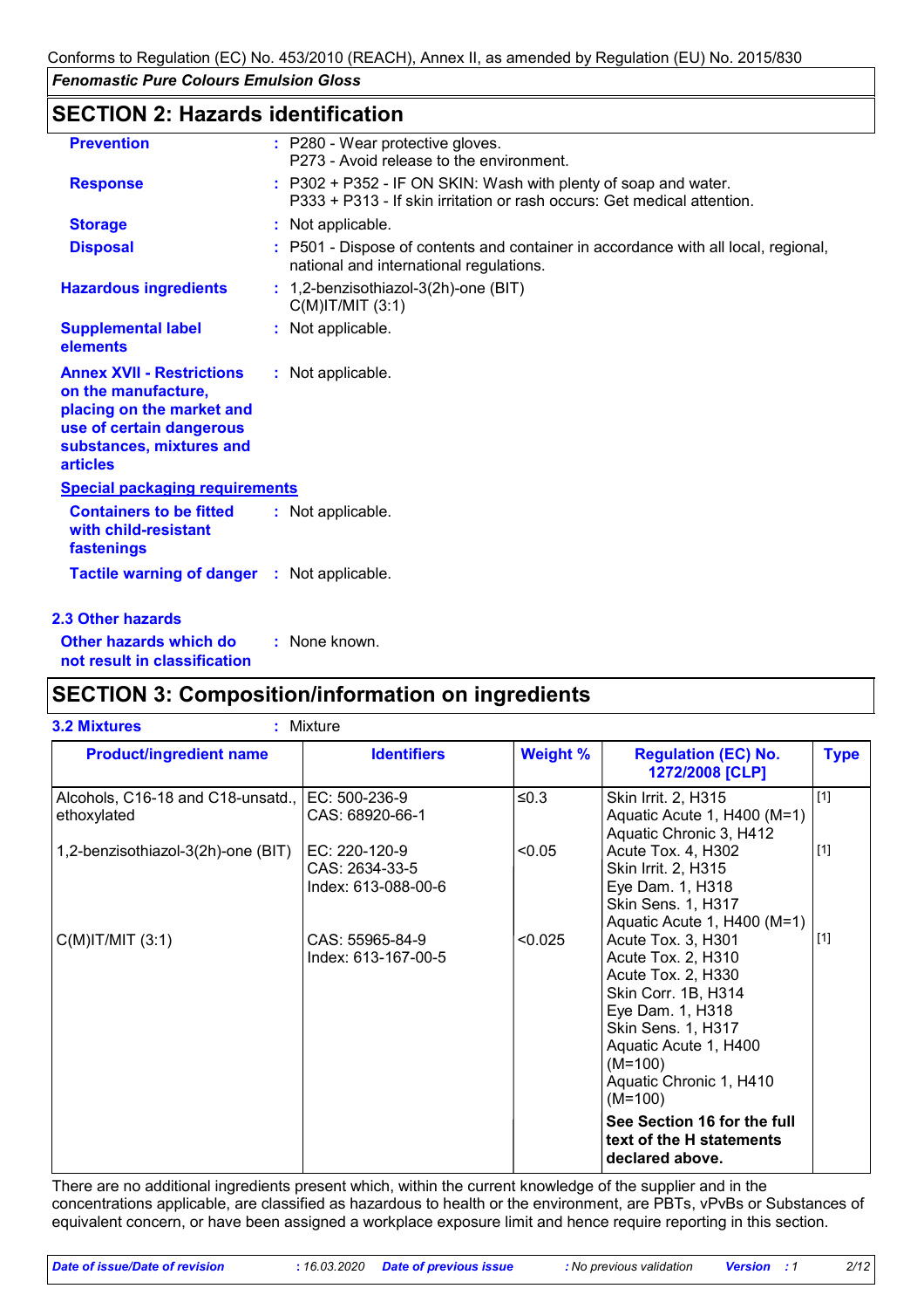Conforms to Regulation (EC) No. 453/2010 (REACH), Annex II, as amended by Regulation (EU) No. 2015/830

*Fenomastic Pure Colours Emulsion Gloss*

## SECTION 2: Hazards identification

**Prevention** : P280 - Wear protective gloves.
P273 - Avoid release to the environment.

**Response** : P302 + P352 - IF ON SKIN: Wash with plenty of soap and water.
P333 + P313 - If skin irritation or rash occurs: Get medical attention.

**Storage** : Not applicable.

**Disposal** : P501 - Dispose of contents and container in accordance with all local, regional, national and international regulations.

**Hazardous ingredients** : 1,2-benzisothiazol-3(2h)-one (BIT)
C(M)IT/MIT (3:1)

**Supplemental label elements** : Not applicable.

**Annex XVII - Restrictions on the manufacture, placing on the market and use of certain dangerous substances, mixtures and articles** : Not applicable.

**Special packaging requirements**

**Containers to be fitted with child-resistant fastenings** : Not applicable.

**Tactile warning of danger** : Not applicable.

### 2.3 Other hazards

**Other hazards which do not result in classification** : None known.

## SECTION 3: Composition/information on ingredients

**3.2 Mixtures** : Mixture

| Product/ingredient name | Identifiers | Weight % | Regulation (EC) No. 1272/2008 [CLP] | Type |
|---|---|---|---|---|
| Alcohols, C16-18 and C18-unsatd., ethoxylated | EC: 500-236-9<br>CAS: 68920-66-1 | ≤0.3 | Skin Irrit. 2, H315<br>Aquatic Acute 1, H400 (M=1)<br>Aquatic Chronic 3, H412 | [1] |
| 1,2-benzisothiazol-3(2h)-one (BIT) | EC: 220-120-9<br>CAS: 2634-33-5<br>Index: 613-088-00-6 | <0.05 | Acute Tox. 4, H302<br>Skin Irrit. 2, H315<br>Eye Dam. 1, H318<br>Skin Sens. 1, H317<br>Aquatic Acute 1, H400 (M=1) | [1] |
| C(M)IT/MIT (3:1) | CAS: 55965-84-9<br>Index: 613-167-00-5 | <0.025 | Acute Tox. 3, H301<br>Acute Tox. 2, H310<br>Acute Tox. 2, H330<br>Skin Corr. 1B, H314<br>Eye Dam. 1, H318<br>Skin Sens. 1, H317<br>Aquatic Acute 1, H400 (M=100)<br>Aquatic Chronic 1, H410 (M=100) | [1] |
| | | | **See Section 16 for the full text of the H statements declared above.** | |

There are no additional ingredients present which, within the current knowledge of the supplier and in the concentrations applicable, are classified as hazardous to health or the environment, are PBTs, vPvBs or Substances of equivalent concern, or have been assigned a workplace exposure limit and hence require reporting in this section.

*Date of issue/Date of revision* : 16.03.2020 *Date of previous issue* : No previous validation *Version* : 1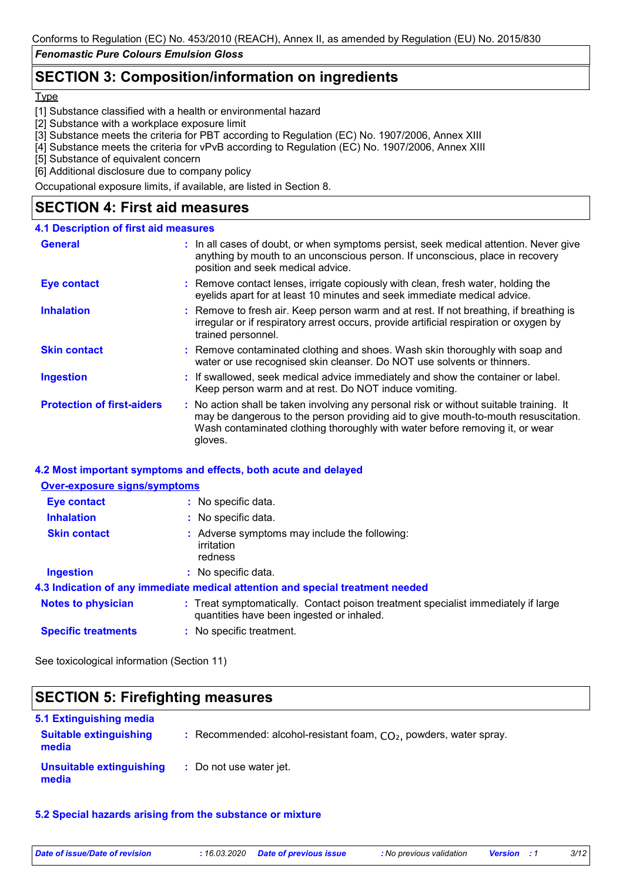## SECTION 3: Composition/information on ingredients

Type

[1] Substance classified with a health or environmental hazard
[2] Substance with a workplace exposure limit
[3] Substance meets the criteria for PBT according to Regulation (EC) No. 1907/2006, Annex XIII
[4] Substance meets the criteria for vPvB according to Regulation (EC) No. 1907/2006, Annex XIII
[5] Substance of equivalent concern
[6] Additional disclosure due to company policy

Occupational exposure limits, if available, are listed in Section 8.

## SECTION 4: First aid measures

### 4.1 Description of first aid measures

**General** : In all cases of doubt, or when symptoms persist, seek medical attention. Never give anything by mouth to an unconscious person. If unconscious, place in recovery position and seek medical advice.

**Eye contact** : Remove contact lenses, irrigate copiously with clean, fresh water, holding the eyelids apart for at least 10 minutes and seek immediate medical advice.

**Inhalation** : Remove to fresh air. Keep person warm and at rest. If not breathing, if breathing is irregular or if respiratory arrest occurs, provide artificial respiration or oxygen by trained personnel.

**Skin contact** : Remove contaminated clothing and shoes. Wash skin thoroughly with soap and water or use recognised skin cleanser. Do NOT use solvents or thinners.

**Ingestion** : If swallowed, seek medical advice immediately and show the container or label. Keep person warm and at rest. Do NOT induce vomiting.

**Protection of first-aiders** : No action shall be taken involving any personal risk or without suitable training. It may be dangerous to the person providing aid to give mouth-to-mouth resuscitation. Wash contaminated clothing thoroughly with water before removing it, or wear gloves.

### 4.2 Most important symptoms and effects, both acute and delayed

**Over-exposure signs/symptoms**

**Eye contact** : No specific data.

**Inhalation** : No specific data.

**Skin contact** : Adverse symptoms may include the following:
irritation
redness

**Ingestion** : No specific data.

### 4.3 Indication of any immediate medical attention and special treatment needed

**Notes to physician** : Treat symptomatically. Contact poison treatment specialist immediately if large quantities have been ingested or inhaled.

**Specific treatments** : No specific treatment.

See toxicological information (Section 11)

## SECTION 5: Firefighting measures

### 5.1 Extinguishing media

**Suitable extinguishing media** : Recommended: alcohol-resistant foam, $CO_2$, powders, water spray.

**Unsuitable extinguishing media** : Do not use water jet.

### 5.2 Special hazards arising from the substance or mixture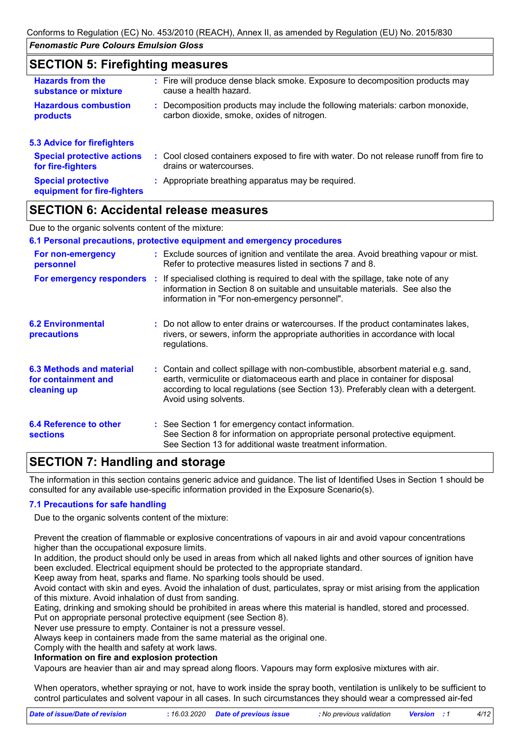## SECTION 5: Firefighting measures

| | |
|---|---|
| **Hazards from the substance or mixture** | : Fire will produce dense black smoke. Exposure to decomposition products may cause a health hazard. |
| **Hazardous combustion products** | : Decomposition products may include the following materials: carbon monoxide, carbon dioxide, smoke, oxides of nitrogen. |

### 5.3 Advice for firefighters

| | |
|---|---|
| **Special protective actions for fire-fighters** | : Cool closed containers exposed to fire with water. Do not release runoff from fire to drains or watercourses. |
| **Special protective equipment for fire-fighters** | : Appropriate breathing apparatus may be required. |

## SECTION 6: Accidental release measures

Due to the organic solvents content of the mixture:

### 6.1 Personal precautions, protective equipment and emergency procedures

| | |
|---|---|
| **For non-emergency personnel** | : Exclude sources of ignition and ventilate the area. Avoid breathing vapour or mist. Refer to protective measures listed in sections 7 and 8. |
| **For emergency responders** | : If specialised clothing is required to deal with the spillage, take note of any information in Section 8 on suitable and unsuitable materials. See also the information in "For non-emergency personnel". |
| **6.2 Environmental precautions** | : Do not allow to enter drains or watercourses. If the product contaminates lakes, rivers, or sewers, inform the appropriate authorities in accordance with local regulations. |
| **6.3 Methods and material for containment and cleaning up** | : Contain and collect spillage with non-combustible, absorbent material e.g. sand, earth, vermiculite or diatomaceous earth and place in container for disposal according to local regulations (see Section 13). Preferably clean with a detergent. Avoid using solvents. |
| **6.4 Reference to other sections** | : See Section 1 for emergency contact information.<br>See Section 8 for information on appropriate personal protective equipment.<br>See Section 13 for additional waste treatment information. |

## SECTION 7: Handling and storage

The information in this section contains generic advice and guidance. The list of Identified Uses in Section 1 should be consulted for any available use-specific information provided in the Exposure Scenario(s).

### 7.1 Precautions for safe handling

Due to the organic solvents content of the mixture:

Prevent the creation of flammable or explosive concentrations of vapours in air and avoid vapour concentrations higher than the occupational exposure limits.
In addition, the product should only be used in areas from which all naked lights and other sources of ignition have been excluded. Electrical equipment should be protected to the appropriate standard.
Keep away from heat, sparks and flame. No sparking tools should be used.
Avoid contact with skin and eyes. Avoid the inhalation of dust, particulates, spray or mist arising from the application of this mixture. Avoid inhalation of dust from sanding.
Eating, drinking and smoking should be prohibited in areas where this material is handled, stored and processed.
Put on appropriate personal protective equipment (see Section 8).
Never use pressure to empty. Container is not a pressure vessel.
Always keep in containers made from the same material as the original one.
Comply with the health and safety at work laws.

**Information on fire and explosion protection**

Vapours are heavier than air and may spread along floors. Vapours may form explosive mixtures with air.

When operators, whether spraying or not, have to work inside the spray booth, ventilation is unlikely to be sufficient to control particulates and solvent vapour in all cases. In such circumstances they should wear a compressed air-fed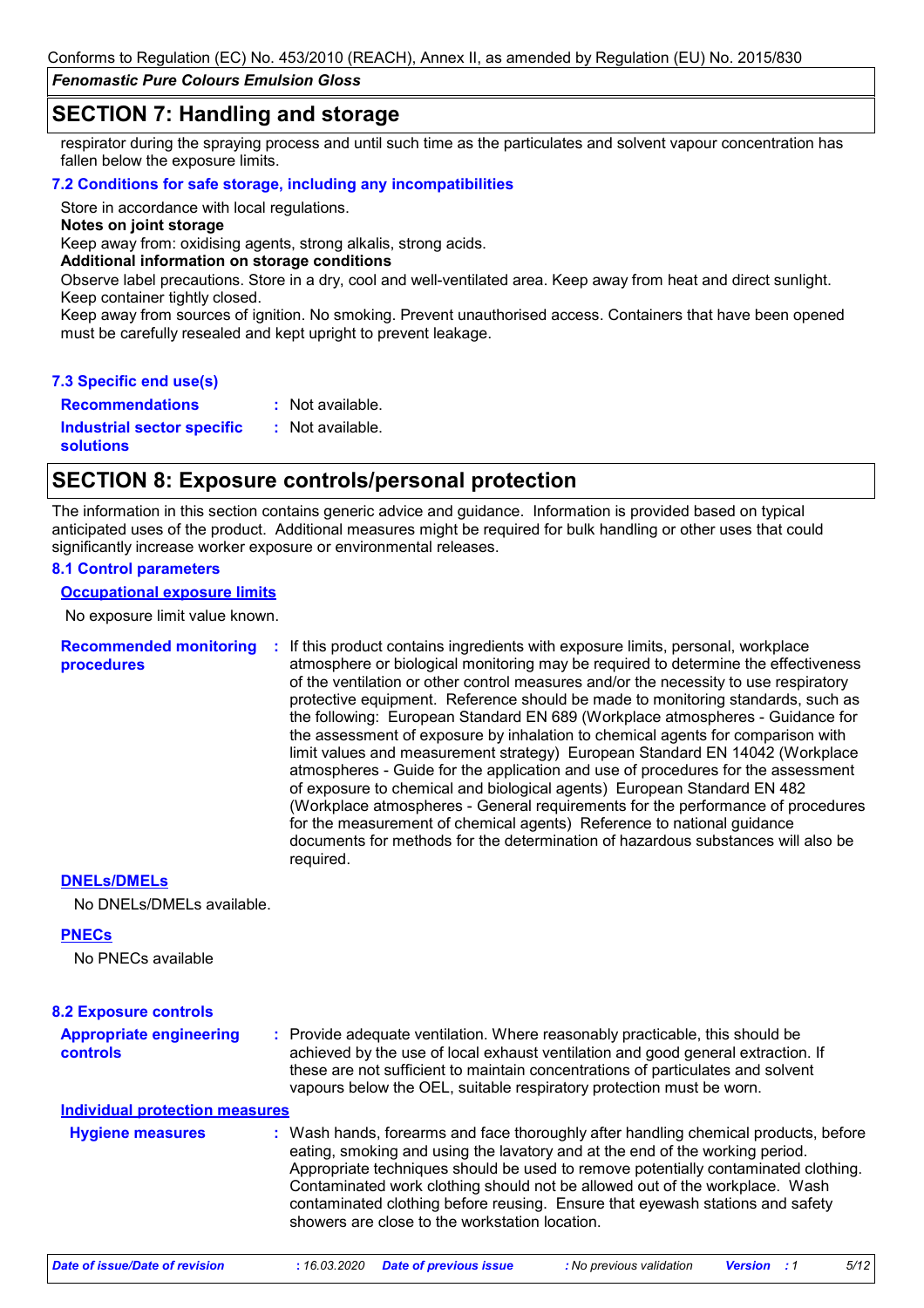## SECTION 7: Handling and storage

respirator during the spraying process and until such time as the particulates and solvent vapour concentration has fallen below the exposure limits.

### 7.2 Conditions for safe storage, including any incompatibilities

Store in accordance with local regulations.

**Notes on joint storage**

Keep away from: oxidising agents, strong alkalis, strong acids.

**Additional information on storage conditions**

Observe label precautions. Store in a dry, cool and well-ventilated area. Keep away from heat and direct sunlight. Keep container tightly closed.

Keep away from sources of ignition. No smoking. Prevent unauthorised access. Containers that have been opened must be carefully resealed and kept upright to prevent leakage.

### 7.3 Specific end use(s)

**Recommendations** : Not available.

**Industrial sector specific solutions** : Not available.

## SECTION 8: Exposure controls/personal protection

The information in this section contains generic advice and guidance. Information is provided based on typical anticipated uses of the product. Additional measures might be required for bulk handling or other uses that could significantly increase worker exposure or environmental releases.

### 8.1 Control parameters

**Occupational exposure limits**

No exposure limit value known.

**Recommended monitoring procedures** : If this product contains ingredients with exposure limits, personal, workplace atmosphere or biological monitoring may be required to determine the effectiveness of the ventilation or other control measures and/or the necessity to use respiratory protective equipment. Reference should be made to monitoring standards, such as the following: European Standard EN 689 (Workplace atmospheres - Guidance for the assessment of exposure by inhalation to chemical agents for comparison with limit values and measurement strategy) European Standard EN 14042 (Workplace atmospheres - Guide for the application and use of procedures for the assessment of exposure to chemical and biological agents) European Standard EN 482 (Workplace atmospheres - General requirements for the performance of procedures for the measurement of chemical agents) Reference to national guidance documents for methods for the determination of hazardous substances will also be required.

**DNELs/DMELs**

No DNELs/DMELs available.

**PNECs**

No PNECs available

### 8.2 Exposure controls

**Appropriate engineering controls** : Provide adequate ventilation. Where reasonably practicable, this should be achieved by the use of local exhaust ventilation and good general extraction. If these are not sufficient to maintain concentrations of particulates and solvent vapours below the OEL, suitable respiratory protection must be worn.

**Individual protection measures**

**Hygiene measures** : Wash hands, forearms and face thoroughly after handling chemical products, before eating, smoking and using the lavatory and at the end of the working period. Appropriate techniques should be used to remove potentially contaminated clothing. Contaminated work clothing should not be allowed out of the workplace. Wash contaminated clothing before reusing. Ensure that eyewash stations and safety showers are close to the workstation location.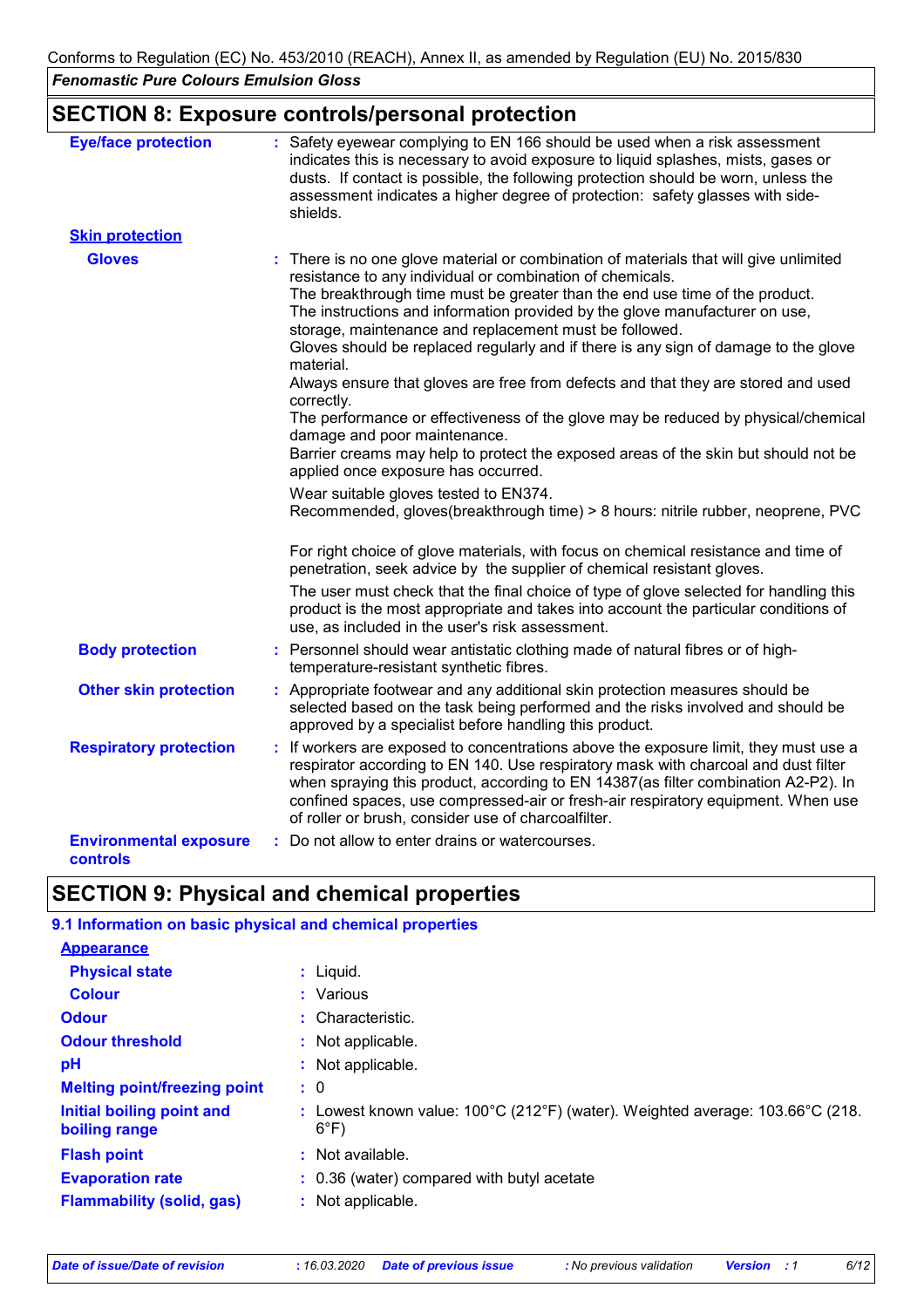## SECTION 8: Exposure controls/personal protection

**Eye/face protection** : Safety eyewear complying to EN 166 should be used when a risk assessment indicates this is necessary to avoid exposure to liquid splashes, mists, gases or dusts. If contact is possible, the following protection should be worn, unless the assessment indicates a higher degree of protection: safety glasses with side-shields.

**Skin protection**

**Gloves** : There is no one glove material or combination of materials that will give unlimited resistance to any individual or combination of chemicals.
The breakthrough time must be greater than the end use time of the product.
The instructions and information provided by the glove manufacturer on use, storage, maintenance and replacement must be followed.
Gloves should be replaced regularly and if there is any sign of damage to the glove material.
Always ensure that gloves are free from defects and that they are stored and used correctly.
The performance or effectiveness of the glove may be reduced by physical/chemical damage and poor maintenance.
Barrier creams may help to protect the exposed areas of the skin but should not be applied once exposure has occurred.

Wear suitable gloves tested to EN374.
Recommended, gloves(breakthrough time) > 8 hours: nitrile rubber, neoprene, PVC

For right choice of glove materials, with focus on chemical resistance and time of penetration, seek advice by the supplier of chemical resistant gloves.

The user must check that the final choice of type of glove selected for handling this product is the most appropriate and takes into account the particular conditions of use, as included in the user's risk assessment.

**Body protection** : Personnel should wear antistatic clothing made of natural fibres or of high-temperature-resistant synthetic fibres.

**Other skin protection** : Appropriate footwear and any additional skin protection measures should be selected based on the task being performed and the risks involved and should be approved by a specialist before handling this product.

**Respiratory protection** : If workers are exposed to concentrations above the exposure limit, they must use a respirator according to EN 140. Use respiratory mask with charcoal and dust filter when spraying this product, according to EN 14387(as filter combination A2-P2). In confined spaces, use compressed-air or fresh-air respiratory equipment. When use of roller or brush, consider use of charcoalfilter.

**Environmental exposure controls** : Do not allow to enter drains or watercourses.

## SECTION 9: Physical and chemical properties

### 9.1 Information on basic physical and chemical properties

**Appearance**

| | |
|---|---|
| **Physical state** | : Liquid. |
| **Colour** | : Various |
| **Odour** | : Characteristic. |
| **Odour threshold** | : Not applicable. |
| **pH** | : Not applicable. |
| **Melting point/freezing point** | : 0 |
| **Initial boiling point and boiling range** | : Lowest known value: 100°C (212°F) (water). Weighted average: 103.66°C (218.6°F) |
| **Flash point** | : Not available. |
| **Evaporation rate** | : 0.36 (water) compared with butyl acetate |
| **Flammability (solid, gas)** | : Not applicable. |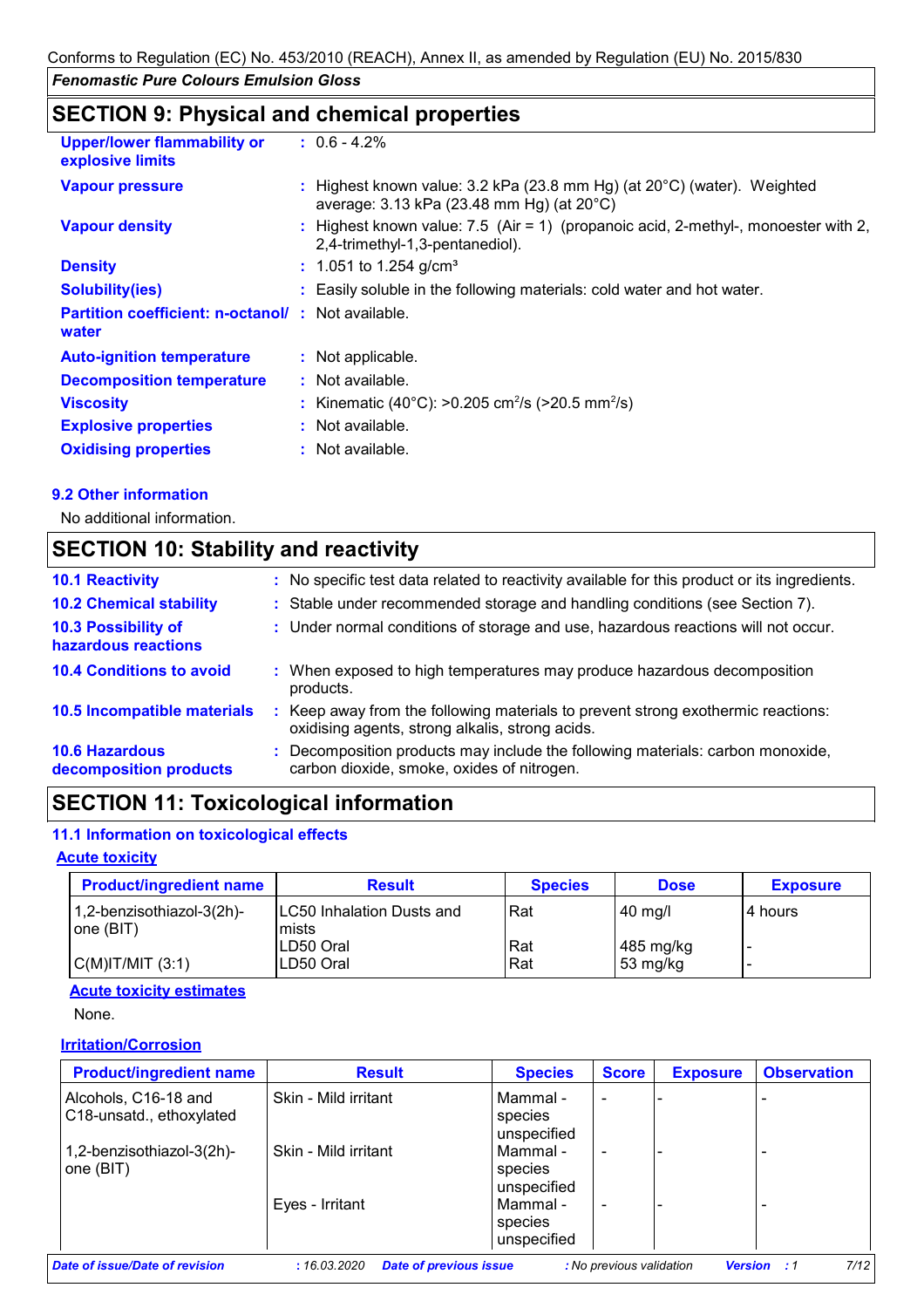Conforms to Regulation (EC) No. 453/2010 (REACH), Annex II, as amended by Regulation (EU) No. 2015/830

*Fenomastic Pure Colours Emulsion Gloss*

## SECTION 9: Physical and chemical properties

**Upper/lower flammability or explosive limits** : 0.6 - 4.2%

**Vapour pressure** : Highest known value: 3.2 kPa (23.8 mm Hg) (at 20°C) (water). Weighted average: 3.13 kPa (23.48 mm Hg) (at 20°C)

**Vapour density** : Highest known value: 7.5 (Air = 1) (propanoic acid, 2-methyl-, monoester with 2, 2,4-trimethyl-1,3-pentanediol).

**Density** : 1.051 to 1.254 g/cm³

**Solubility(ies)** : Easily soluble in the following materials: cold water and hot water.

**Partition coefficient: n-octanol/ water** : Not available.

**Auto-ignition temperature** : Not applicable.

**Decomposition temperature** : Not available.

**Viscosity** : Kinematic (40°C): >0.205 $cm^2/s$ (>20.5 $mm^2/s$)

**Explosive properties** : Not available.

**Oxidising properties** : Not available.

### 9.2 Other information

No additional information.

## SECTION 10: Stability and reactivity

**10.1 Reactivity** : No specific test data related to reactivity available for this product or its ingredients.

**10.2 Chemical stability** : Stable under recommended storage and handling conditions (see Section 7).

**10.3 Possibility of hazardous reactions** : Under normal conditions of storage and use, hazardous reactions will not occur.

**10.4 Conditions to avoid** : When exposed to high temperatures may produce hazardous decomposition products.

**10.5 Incompatible materials** : Keep away from the following materials to prevent strong exothermic reactions: oxidising agents, strong alkalis, strong acids.

**10.6 Hazardous decomposition products** : Decomposition products may include the following materials: carbon monoxide, carbon dioxide, smoke, oxides of nitrogen.

## SECTION 11: Toxicological information

### 11.1 Information on toxicological effects

**Acute toxicity**

| Product/ingredient name | Result | Species | Dose | Exposure |
|---|---|---|---|---|
| 1,2-benzisothiazol-3(2h)-one (BIT) | LC50 Inhalation Dusts and mists | Rat | 40 mg/l | 4 hours |
| | LD50 Oral | Rat | 485 mg/kg | - |
| C(M)IT/MIT (3:1) | LD50 Oral | Rat | 53 mg/kg | - |

**Acute toxicity estimates**

None.

**Irritation/Corrosion**

| Product/ingredient name | Result | Species | Score | Exposure | Observation |
|---|---|---|---|---|---|
| Alcohols, C16-18 and C18-unsatd., ethoxylated | Skin - Mild irritant | Mammal - species unspecified | - | - | - |
| 1,2-benzisothiazol-3(2h)-one (BIT) | Skin - Mild irritant | Mammal - species unspecified | - | - | - |
| | Eyes - Irritant | Mammal - species unspecified | - | - | - |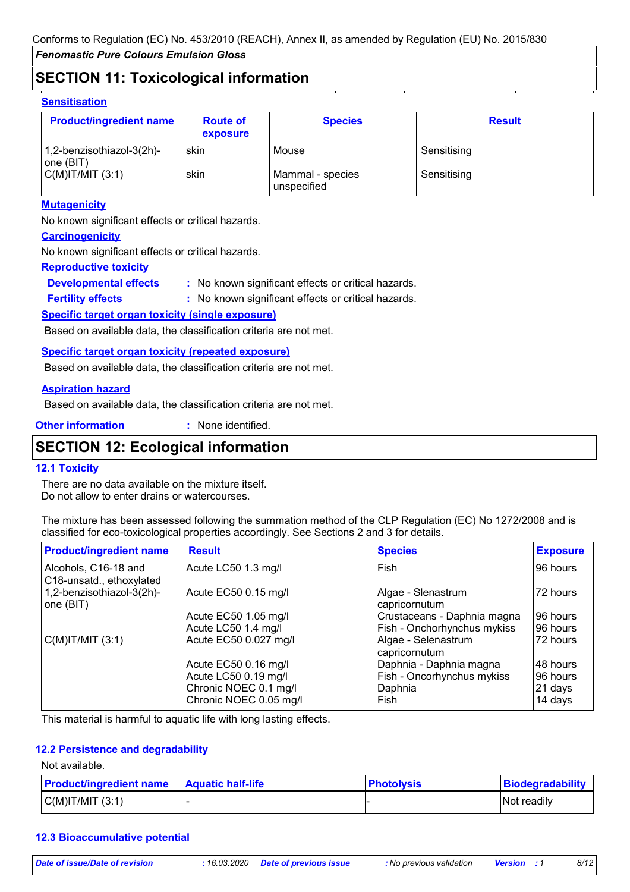## SECTION 11: Toxicological information

### Sensitisation

| Product/ingredient name | Route of exposure | Species | Result |
|---|---|---|---|
| 1,2-benzisothiazol-3(2h)-one (BIT) | skin | Mouse | Sensitising |
| C(M)IT/MIT (3:1) | skin | Mammal - species unspecified | Sensitising |

### Mutagenicity

No known significant effects or critical hazards.

### Carcinogenicity

No known significant effects or critical hazards.

### Reproductive toxicity

**Developmental effects** : No known significant effects or critical hazards.

**Fertility effects** : No known significant effects or critical hazards.

### Specific target organ toxicity (single exposure)

Based on available data, the classification criteria are not met.

### Specific target organ toxicity (repeated exposure)

Based on available data, the classification criteria are not met.

### Aspiration hazard

Based on available data, the classification criteria are not met.

**Other information** : None identified.

## SECTION 12: Ecological information

### 12.1 Toxicity

There are no data available on the mixture itself.
Do not allow to enter drains or watercourses.

The mixture has been assessed following the summation method of the CLP Regulation (EC) No 1272/2008 and is classified for eco-toxicological properties accordingly. See Sections 2 and 3 for details.

| Product/ingredient name | Result | Species | Exposure |
|---|---|---|---|
| Alcohols, C16-18 and C18-unsatd., ethoxylated | Acute LC50 1.3 mg/l | Fish | 96 hours |
| 1,2-benzisothiazol-3(2h)-one (BIT) | Acute EC50 0.15 mg/l | Algae - Slenastrum capricornutum | 72 hours |
| | Acute EC50 1.05 mg/l | Crustaceans - Daphnia magna | 96 hours |
| | Acute LC50 1.4 mg/l | Fish - Onchorhynchus mykiss | 96 hours |
| C(M)IT/MIT (3:1) | Acute EC50 0.027 mg/l | Algae - Selenastrum capricornutum | 72 hours |
| | Acute EC50 0.16 mg/l | Daphnia - Daphnia magna | 48 hours |
| | Acute LC50 0.19 mg/l | Fish - Oncorhynchus mykiss | 96 hours |
| | Chronic NOEC 0.1 mg/l | Daphnia | 21 days |
| | Chronic NOEC 0.05 mg/l | Fish | 14 days |

This material is harmful to aquatic life with long lasting effects.

### 12.2 Persistence and degradability

Not available.

| Product/ingredient name | Aquatic half-life | Photolysis | Biodegradability |
|---|---|---|---|
| C(M)IT/MIT (3:1) | - | - | Not readily |

### 12.3 Bioaccumulative potential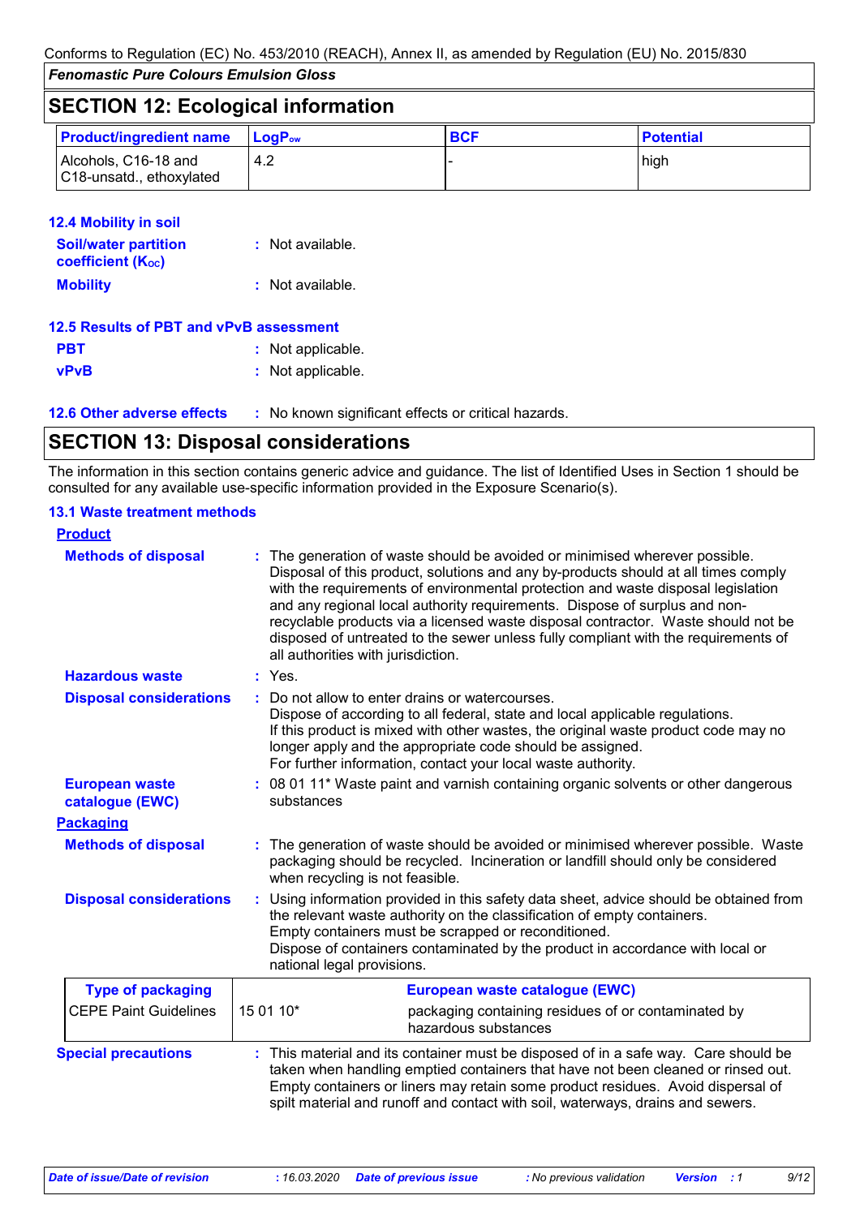## SECTION 12: Ecological information

| Product/ingredient name | $LogP_{ow}$ | BCF | Potential |
| --- | --- | --- | --- |
| Alcohols, C16-18 and C18-unsatd., ethoxylated | 4.2 | - | high |

### 12.4 Mobility in soil

**Soil/water partition coefficient ($K_{OC}$)** : Not available.

**Mobility** : Not available.

### 12.5 Results of PBT and vPvB assessment

**PBT** : Not applicable.

**vPvB** : Not applicable.

### 12.6 Other adverse effects

: No known significant effects or critical hazards.

## SECTION 13: Disposal considerations

The information in this section contains generic advice and guidance. The list of Identified Uses in Section 1 should be consulted for any available use-specific information provided in the Exposure Scenario(s).

### 13.1 Waste treatment methods

**Product**

**Methods of disposal** : The generation of waste should be avoided or minimised wherever possible. Disposal of this product, solutions and any by-products should at all times comply with the requirements of environmental protection and waste disposal legislation and any regional local authority requirements. Dispose of surplus and non-recyclable products via a licensed waste disposal contractor. Waste should not be disposed of untreated to the sewer unless fully compliant with the requirements of all authorities with jurisdiction.

**Hazardous waste** : Yes.

**Disposal considerations** : Do not allow to enter drains or watercourses.
Dispose of according to all federal, state and local applicable regulations.
If this product is mixed with other wastes, the original waste product code may no longer apply and the appropriate code should be assigned.
For further information, contact your local waste authority.

**European waste catalogue (EWC)** : 08 01 11* Waste paint and varnish containing organic solvents or other dangerous substances

**Packaging**

**Methods of disposal** : The generation of waste should be avoided or minimised wherever possible. Waste packaging should be recycled. Incineration or landfill should only be considered when recycling is not feasible.

**Disposal considerations** : Using information provided in this safety data sheet, advice should be obtained from the relevant waste authority on the classification of empty containers.
Empty containers must be scrapped or reconditioned.
Dispose of containers contaminated by the product in accordance with local or national legal provisions.

| Type of packaging | European waste catalogue (EWC) | |
| --- | --- | --- |
| CEPE Paint Guidelines | 15 01 10* | packaging containing residues of or contaminated by hazardous substances |

**Special precautions** : This material and its container must be disposed of in a safe way. Care should be taken when handling emptied containers that have not been cleaned or rinsed out. Empty containers or liners may retain some product residues. Avoid dispersal of spilt material and runoff and contact with soil, waterways, drains and sewers.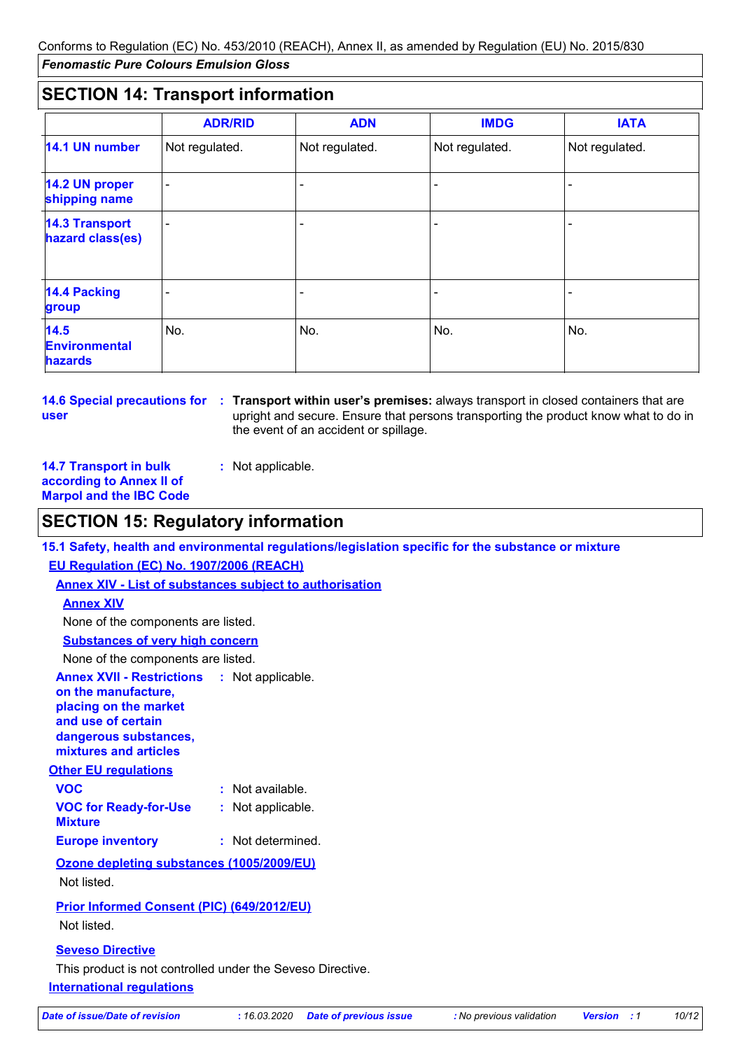## SECTION 14: Transport information

| | ADR/RID | ADN | IMDG | IATA |
|---|---|---|---|---|
| **14.1 UN number** | Not regulated. | Not regulated. | Not regulated. | Not regulated. |
| **14.2 UN proper shipping name** | - | - | - | - |
| **14.3 Transport hazard class(es)** | - | - | - | - |
| **14.4 Packing group** | - | - | - | - |
| **14.5 Environmental hazards** | No. | No. | No. | No. |

**14.6 Special precautions for user** : **Transport within user's premises:** always transport in closed containers that are upright and secure. Ensure that persons transporting the product know what to do in the event of an accident or spillage.

**14.7 Transport in bulk according to Annex II of Marpol and the IBC Code** : Not applicable.

## SECTION 15: Regulatory information

### 15.1 Safety, health and environmental regulations/legislation specific for the substance or mixture

**EU Regulation (EC) No. 1907/2006 (REACH)**

**Annex XIV - List of substances subject to authorisation**

**Annex XIV**

None of the components are listed.

**Substances of very high concern**

None of the components are listed.

**Annex XVII - Restrictions on the manufacture, placing on the market and use of certain dangerous substances, mixtures and articles** : Not applicable.

**Other EU regulations**

**VOC** : Not available.

**VOC for Ready-for-Use Mixture** : Not applicable.

**Europe inventory** : Not determined.

**Ozone depleting substances (1005/2009/EU)**

Not listed.

**Prior Informed Consent (PIC) (649/2012/EU)**

Not listed.

**Seveso Directive**

This product is not controlled under the Seveso Directive.

**International regulations**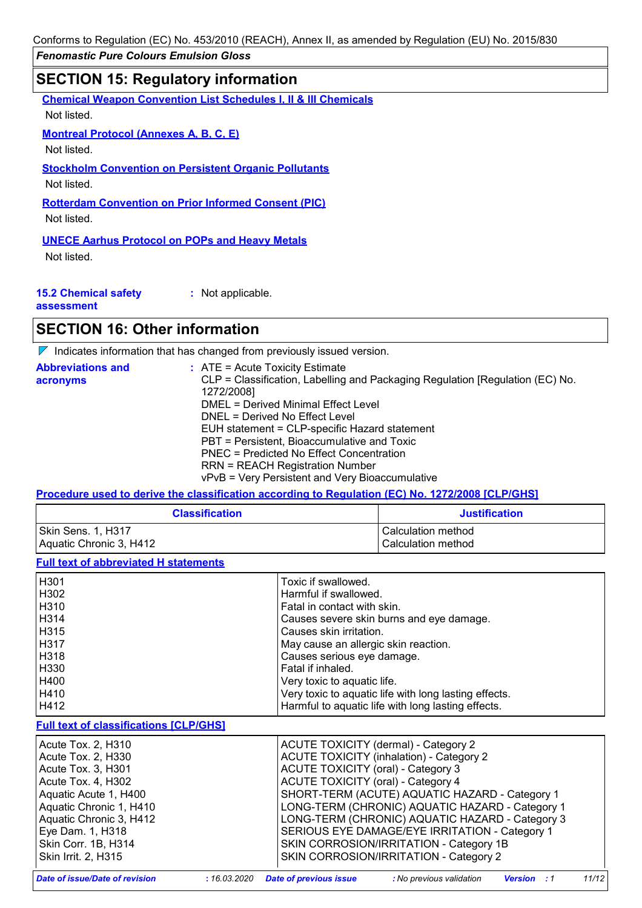## SECTION 15: Regulatory information

**Chemical Weapon Convention List Schedules I, II & III Chemicals**

Not listed.

**Montreal Protocol (Annexes A, B, C, E)**

Not listed.

**Stockholm Convention on Persistent Organic Pollutants**

Not listed.

**Rotterdam Convention on Prior Informed Consent (PIC)**

Not listed.

**UNECE Aarhus Protocol on POPs and Heavy Metals**

Not listed.

**15.2 Chemical safety assessment** : Not applicable.

## SECTION 16: Other information

Indicates information that has changed from previously issued version.

**Abbreviations and acronyms** :
ATE = Acute Toxicity Estimate
CLP = Classification, Labelling and Packaging Regulation [Regulation (EC) No. 1272/2008]
DMEL = Derived Minimal Effect Level
DNEL = Derived No Effect Level
EUH statement = CLP-specific Hazard statement
PBT = Persistent, Bioaccumulative and Toxic
PNEC = Predicted No Effect Concentration
RRN = REACH Registration Number
vPvB = Very Persistent and Very Bioaccumulative

**Procedure used to derive the classification according to Regulation (EC) No. 1272/2008 [CLP/GHS]**

| Classification | Justification |
|---|---|
| Skin Sens. 1, H317 | Calculation method |
| Aquatic Chronic 3, H412 | Calculation method |

**Full text of abbreviated H statements**

| | |
|---|---|
| H301 | Toxic if swallowed. |
| H302 | Harmful if swallowed. |
| H310 | Fatal in contact with skin. |
| H314 | Causes severe skin burns and eye damage. |
| H315 | Causes skin irritation. |
| H317 | May cause an allergic skin reaction. |
| H318 | Causes serious eye damage. |
| H330 | Fatal if inhaled. |
| H400 | Very toxic to aquatic life. |
| H410 | Very toxic to aquatic life with long lasting effects. |
| H412 | Harmful to aquatic life with long lasting effects. |

**Full text of classifications [CLP/GHS]**

| | |
|---|---|
| Acute Tox. 2, H310 | ACUTE TOXICITY (dermal) - Category 2 |
| Acute Tox. 2, H330 | ACUTE TOXICITY (inhalation) - Category 2 |
| Acute Tox. 3, H301 | ACUTE TOXICITY (oral) - Category 3 |
| Acute Tox. 4, H302 | ACUTE TOXICITY (oral) - Category 4 |
| Aquatic Acute 1, H400 | SHORT-TERM (ACUTE) AQUATIC HAZARD - Category 1 |
| Aquatic Chronic 1, H410 | LONG-TERM (CHRONIC) AQUATIC HAZARD - Category 1 |
| Aquatic Chronic 3, H412 | LONG-TERM (CHRONIC) AQUATIC HAZARD - Category 3 |
| Eye Dam. 1, H318 | SERIOUS EYE DAMAGE/EYE IRRITATION - Category 1 |
| Skin Corr. 1B, H314 | SKIN CORROSION/IRRITATION - Category 1B |
| Skin Irrit. 2, H315 | SKIN CORROSION/IRRITATION - Category 2 |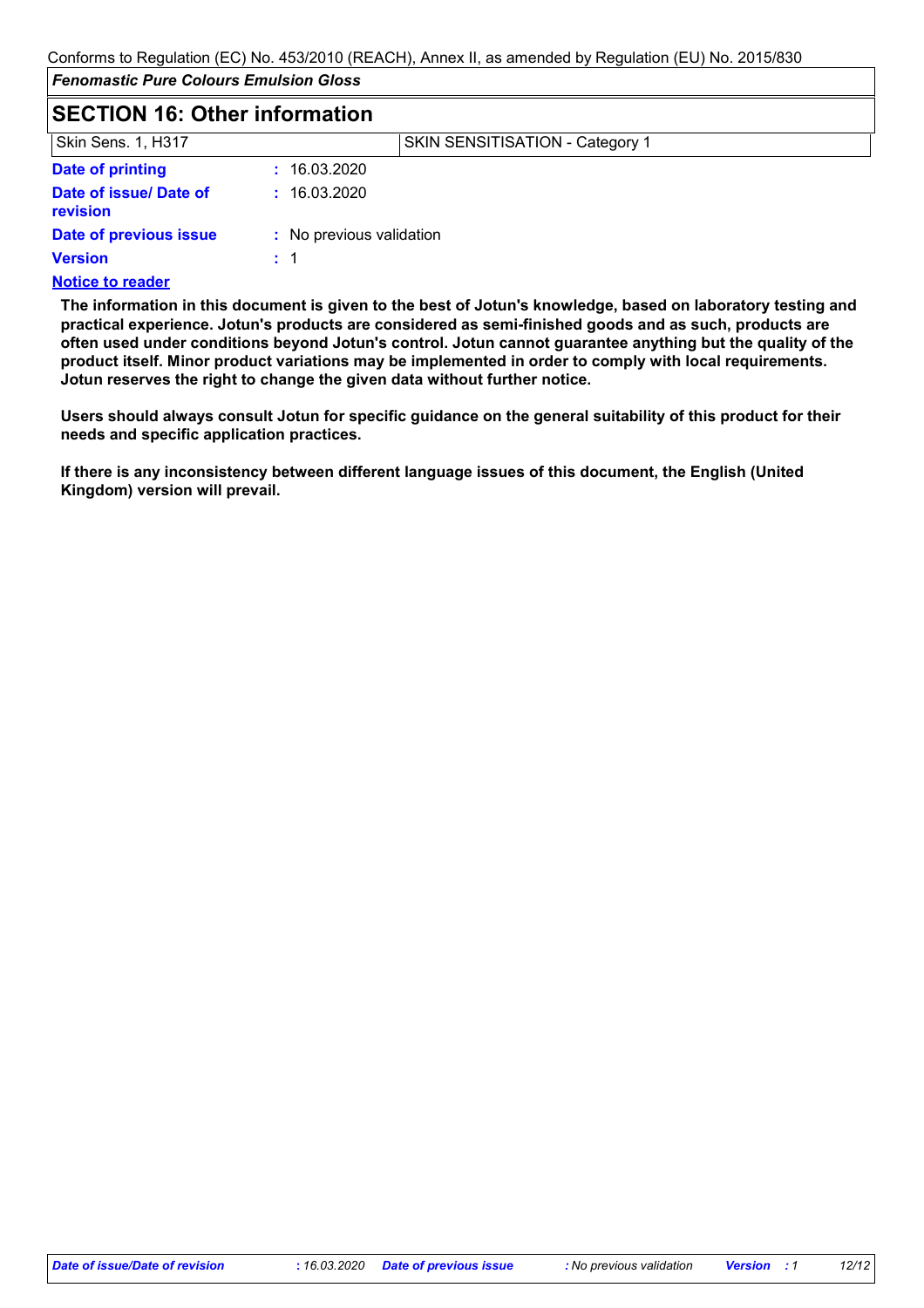## SECTION 16: Other information

| | |
|---|---|
| Skin Sens. 1, H317 | SKIN SENSITISATION - Category 1 |

**Date of printing** : 16.03.2020

**Date of issue/ Date of revision** : 16.03.2020

**Date of previous issue** : No previous validation

**Version** : 1

**Notice to reader**

**The information in this document is given to the best of Jotun's knowledge, based on laboratory testing and practical experience. Jotun's products are considered as semi-finished goods and as such, products are often used under conditions beyond Jotun's control. Jotun cannot guarantee anything but the quality of the product itself. Minor product variations may be implemented in order to comply with local requirements. Jotun reserves the right to change the given data without further notice.**

**Users should always consult Jotun for specific guidance on the general suitability of this product for their needs and specific application practices.**

**If there is any inconsistency between different language issues of this document, the English (United Kingdom) version will prevail.**